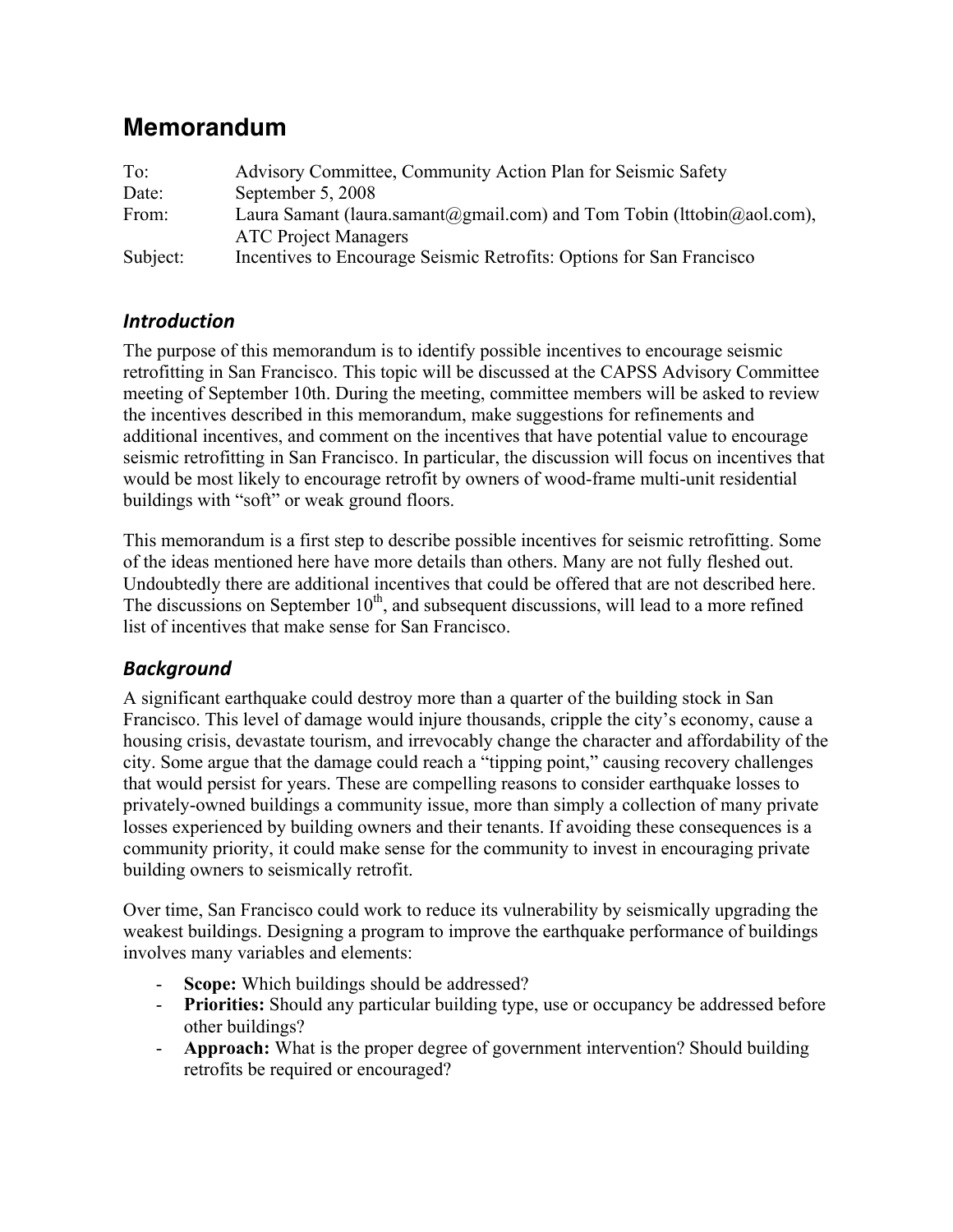# Memorandum

| | |
|---|---|
| To: | Advisory Committee, Community Action Plan for Seismic Safety |
| Date: | September 5, 2008 |
| From: | Laura Samant (laura.samant@gmail.com) and Tom Tobin (lttobin@aol.com), ATC Project Managers |
| Subject: | Incentives to Encourage Seismic Retrofits: Options for San Francisco |

## *Introduction*

The purpose of this memorandum is to identify possible incentives to encourage seismic retrofitting in San Francisco. This topic will be discussed at the CAPSS Advisory Committee meeting of September 10th. During the meeting, committee members will be asked to review the incentives described in this memorandum, make suggestions for refinements and additional incentives, and comment on the incentives that have potential value to encourage seismic retrofitting in San Francisco. In particular, the discussion will focus on incentives that would be most likely to encourage retrofit by owners of wood-frame multi-unit residential buildings with "soft" or weak ground floors.

This memorandum is a first step to describe possible incentives for seismic retrofitting. Some of the ideas mentioned here have more details than others. Many are not fully fleshed out. Undoubtedly there are additional incentives that could be offered that are not described here. The discussions on September 10th, and subsequent discussions, will lead to a more refined list of incentives that make sense for San Francisco.

## *Background*

A significant earthquake could destroy more than a quarter of the building stock in San Francisco. This level of damage would injure thousands, cripple the city's economy, cause a housing crisis, devastate tourism, and irrevocably change the character and affordability of the city. Some argue that the damage could reach a "tipping point," causing recovery challenges that would persist for years. These are compelling reasons to consider earthquake losses to privately-owned buildings a community issue, more than simply a collection of many private losses experienced by building owners and their tenants. If avoiding these consequences is a community priority, it could make sense for the community to invest in encouraging private building owners to seismically retrofit.

Over time, San Francisco could work to reduce its vulnerability by seismically upgrading the weakest buildings. Designing a program to improve the earthquake performance of buildings involves many variables and elements:

- **Scope:** Which buildings should be addressed?
- **Priorities:** Should any particular building type, use or occupancy be addressed before other buildings?
- **Approach:** What is the proper degree of government intervention? Should building retrofits be required or encouraged?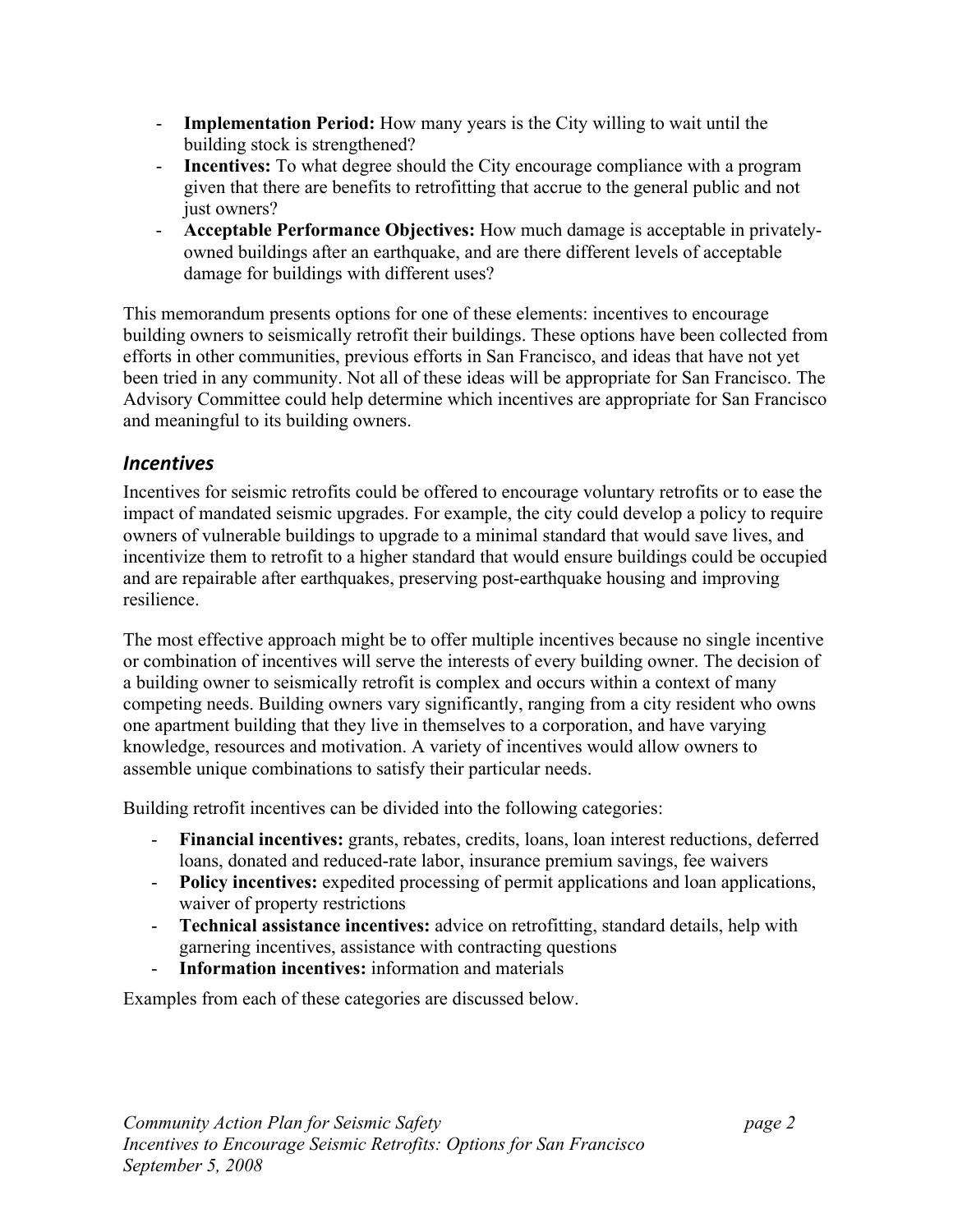- **Implementation Period:** How many years is the City willing to wait until the building stock is strengthened?
- **Incentives:** To what degree should the City encourage compliance with a program given that there are benefits to retrofitting that accrue to the general public and not just owners?
- **Acceptable Performance Objectives:** How much damage is acceptable in privately-owned buildings after an earthquake, and are there different levels of acceptable damage for buildings with different uses?

This memorandum presents options for one of these elements: incentives to encourage building owners to seismically retrofit their buildings. These options have been collected from efforts in other communities, previous efforts in San Francisco, and ideas that have not yet been tried in any community. Not all of these ideas will be appropriate for San Francisco. The Advisory Committee could help determine which incentives are appropriate for San Francisco and meaningful to its building owners.

## *Incentives*

Incentives for seismic retrofits could be offered to encourage voluntary retrofits or to ease the impact of mandated seismic upgrades. For example, the city could develop a policy to require owners of vulnerable buildings to upgrade to a minimal standard that would save lives, and incentivize them to retrofit to a higher standard that would ensure buildings could be occupied and are repairable after earthquakes, preserving post-earthquake housing and improving resilience.

The most effective approach might be to offer multiple incentives because no single incentive or combination of incentives will serve the interests of every building owner. The decision of a building owner to seismically retrofit is complex and occurs within a context of many competing needs. Building owners vary significantly, ranging from a city resident who owns one apartment building that they live in themselves to a corporation, and have varying knowledge, resources and motivation. A variety of incentives would allow owners to assemble unique combinations to satisfy their particular needs.

Building retrofit incentives can be divided into the following categories:

- **Financial incentives:** grants, rebates, credits, loans, loan interest reductions, deferred loans, donated and reduced-rate labor, insurance premium savings, fee waivers
- **Policy incentives:** expedited processing of permit applications and loan applications, waiver of property restrictions
- **Technical assistance incentives:** advice on retrofitting, standard details, help with garnering incentives, assistance with contracting questions
- **Information incentives:** information and materials

Examples from each of these categories are discussed below.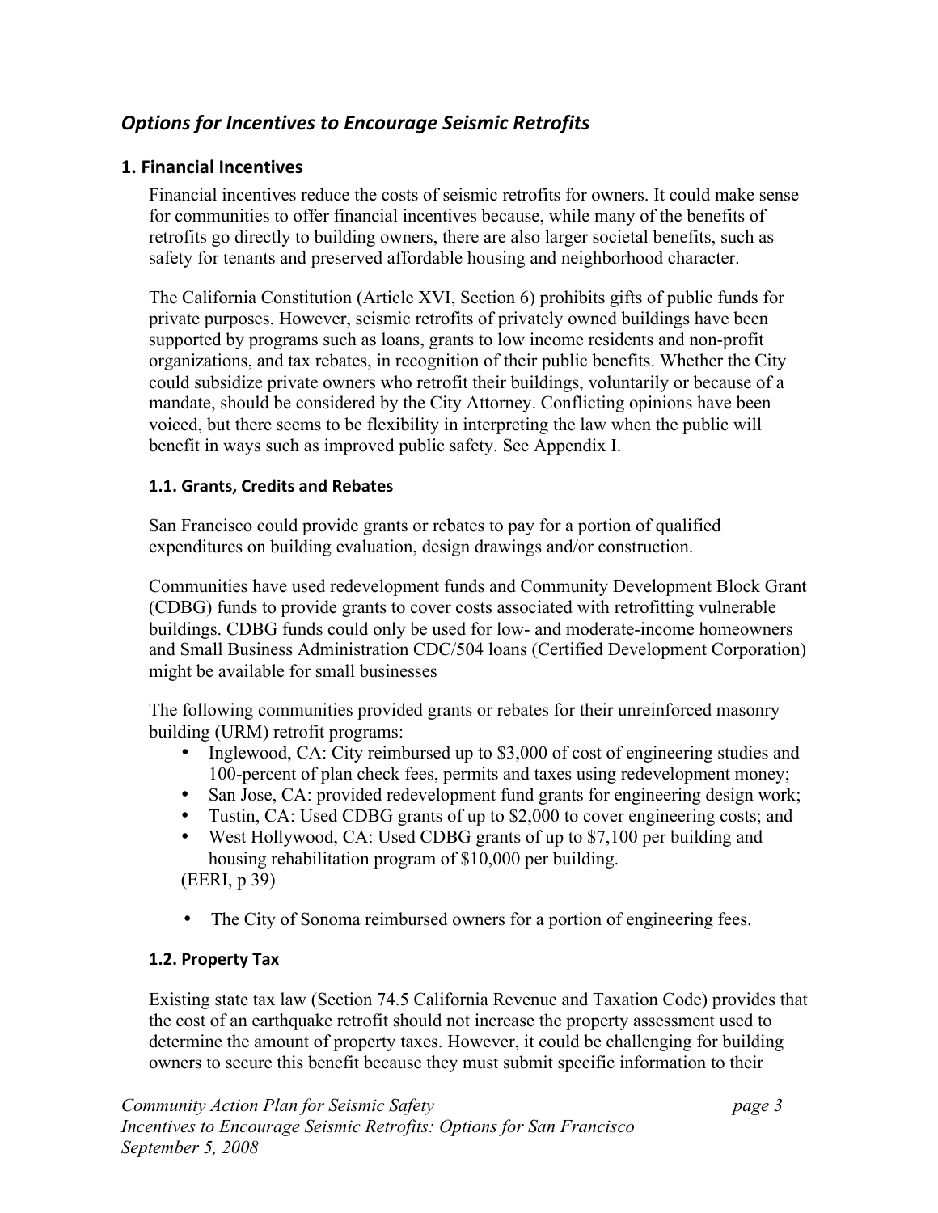## *Options for Incentives to Encourage Seismic Retrofits*

### 1. Financial Incentives

Financial incentives reduce the costs of seismic retrofits for owners. It could make sense for communities to offer financial incentives because, while many of the benefits of retrofits go directly to building owners, there are also larger societal benefits, such as safety for tenants and preserved affordable housing and neighborhood character.

The California Constitution (Article XVI, Section 6) prohibits gifts of public funds for private purposes. However, seismic retrofits of privately owned buildings have been supported by programs such as loans, grants to low income residents and non-profit organizations, and tax rebates, in recognition of their public benefits. Whether the City could subsidize private owners who retrofit their buildings, voluntarily or because of a mandate, should be considered by the City Attorney. Conflicting opinions have been voiced, but there seems to be flexibility in interpreting the law when the public will benefit in ways such as improved public safety. See Appendix I.

#### 1.1. Grants, Credits and Rebates

San Francisco could provide grants or rebates to pay for a portion of qualified expenditures on building evaluation, design drawings and/or construction.

Communities have used redevelopment funds and Community Development Block Grant (CDBG) funds to provide grants to cover costs associated with retrofitting vulnerable buildings. CDBG funds could only be used for low- and moderate-income homeowners and Small Business Administration CDC/504 loans (Certified Development Corporation) might be available for small businesses

The following communities provided grants or rebates for their unreinforced masonry building (URM) retrofit programs:

- Inglewood, CA: City reimbursed up to $3,000 of cost of engineering studies and 100-percent of plan check fees, permits and taxes using redevelopment money;
- San Jose, CA: provided redevelopment fund grants for engineering design work;
- Tustin, CA: Used CDBG grants of up to $2,000 to cover engineering costs; and
- West Hollywood, CA: Used CDBG grants of up to $7,100 per building and housing rehabilitation program of $10,000 per building.

(EERI, p 39)

- The City of Sonoma reimbursed owners for a portion of engineering fees.

#### 1.2. Property Tax

Existing state tax law (Section 74.5 California Revenue and Taxation Code) provides that the cost of an earthquake retrofit should not increase the property assessment used to determine the amount of property taxes. However, it could be challenging for building owners to secure this benefit because they must submit specific information to their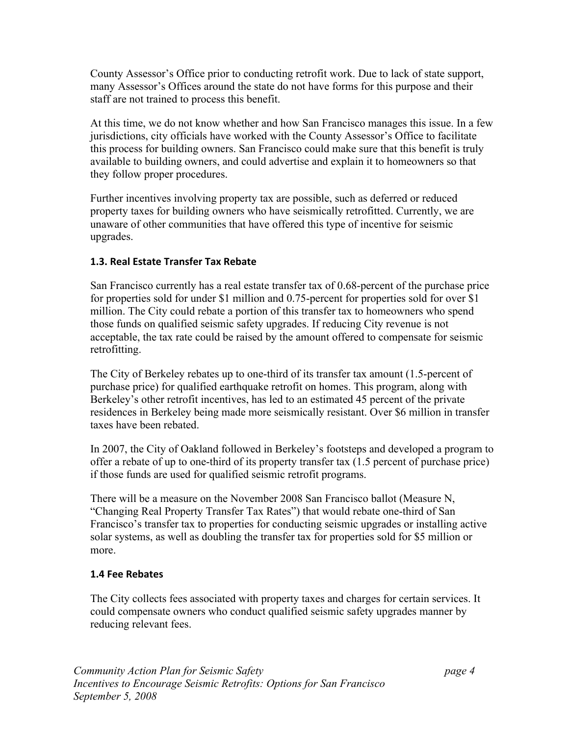County Assessor's Office prior to conducting retrofit work. Due to lack of state support, many Assessor's Offices around the state do not have forms for this purpose and their staff are not trained to process this benefit.

At this time, we do not know whether and how San Francisco manages this issue. In a few jurisdictions, city officials have worked with the County Assessor's Office to facilitate this process for building owners. San Francisco could make sure that this benefit is truly available to building owners, and could advertise and explain it to homeowners so that they follow proper procedures.

Further incentives involving property tax are possible, such as deferred or reduced property taxes for building owners who have seismically retrofitted. Currently, we are unaware of other communities that have offered this type of incentive for seismic upgrades.

### 1.3. Real Estate Transfer Tax Rebate

San Francisco currently has a real estate transfer tax of 0.68-percent of the purchase price for properties sold for under $1 million and 0.75-percent for properties sold for over $1 million. The City could rebate a portion of this transfer tax to homeowners who spend those funds on qualified seismic safety upgrades. If reducing City revenue is not acceptable, the tax rate could be raised by the amount offered to compensate for seismic retrofitting.

The City of Berkeley rebates up to one-third of its transfer tax amount (1.5-percent of purchase price) for qualified earthquake retrofit on homes. This program, along with Berkeley's other retrofit incentives, has led to an estimated 45 percent of the private residences in Berkeley being made more seismically resistant. Over $6 million in transfer taxes have been rebated.

In 2007, the City of Oakland followed in Berkeley's footsteps and developed a program to offer a rebate of up to one-third of its property transfer tax (1.5 percent of purchase price) if those funds are used for qualified seismic retrofit programs.

There will be a measure on the November 2008 San Francisco ballot (Measure N, "Changing Real Property Transfer Tax Rates") that would rebate one-third of San Francisco's transfer tax to properties for conducting seismic upgrades or installing active solar systems, as well as doubling the transfer tax for properties sold for $5 million or more.

### 1.4 Fee Rebates

The City collects fees associated with property taxes and charges for certain services. It could compensate owners who conduct qualified seismic safety upgrades manner by reducing relevant fees.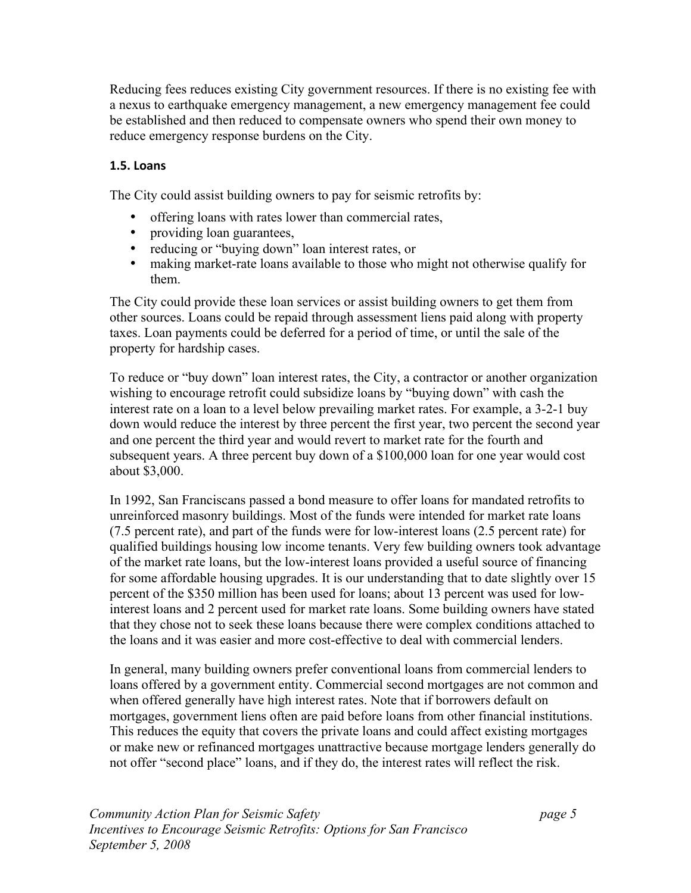Reducing fees reduces existing City government resources. If there is no existing fee with a nexus to earthquake emergency management, a new emergency management fee could be established and then reduced to compensate owners who spend their own money to reduce emergency response burdens on the City.

### 1.5. Loans

The City could assist building owners to pay for seismic retrofits by:

- offering loans with rates lower than commercial rates,
- providing loan guarantees,
- reducing or "buying down" loan interest rates, or
- making market-rate loans available to those who might not otherwise qualify for them.

The City could provide these loan services or assist building owners to get them from other sources. Loans could be repaid through assessment liens paid along with property taxes. Loan payments could be deferred for a period of time, or until the sale of the property for hardship cases.

To reduce or "buy down" loan interest rates, the City, a contractor or another organization wishing to encourage retrofit could subsidize loans by "buying down" with cash the interest rate on a loan to a level below prevailing market rates. For example, a 3-2-1 buy down would reduce the interest by three percent the first year, two percent the second year and one percent the third year and would revert to market rate for the fourth and subsequent years. A three percent buy down of a $100,000 loan for one year would cost about $3,000.

In 1992, San Franciscans passed a bond measure to offer loans for mandated retrofits to unreinforced masonry buildings. Most of the funds were intended for market rate loans (7.5 percent rate), and part of the funds were for low-interest loans (2.5 percent rate) for qualified buildings housing low income tenants. Very few building owners took advantage of the market rate loans, but the low-interest loans provided a useful source of financing for some affordable housing upgrades. It is our understanding that to date slightly over 15 percent of the $350 million has been used for loans; about 13 percent was used for low-interest loans and 2 percent used for market rate loans. Some building owners have stated that they chose not to seek these loans because there were complex conditions attached to the loans and it was easier and more cost-effective to deal with commercial lenders.

In general, many building owners prefer conventional loans from commercial lenders to loans offered by a government entity. Commercial second mortgages are not common and when offered generally have high interest rates. Note that if borrowers default on mortgages, government liens often are paid before loans from other financial institutions. This reduces the equity that covers the private loans and could affect existing mortgages or make new or refinanced mortgages unattractive because mortgage lenders generally do not offer "second place" loans, and if they do, the interest rates will reflect the risk.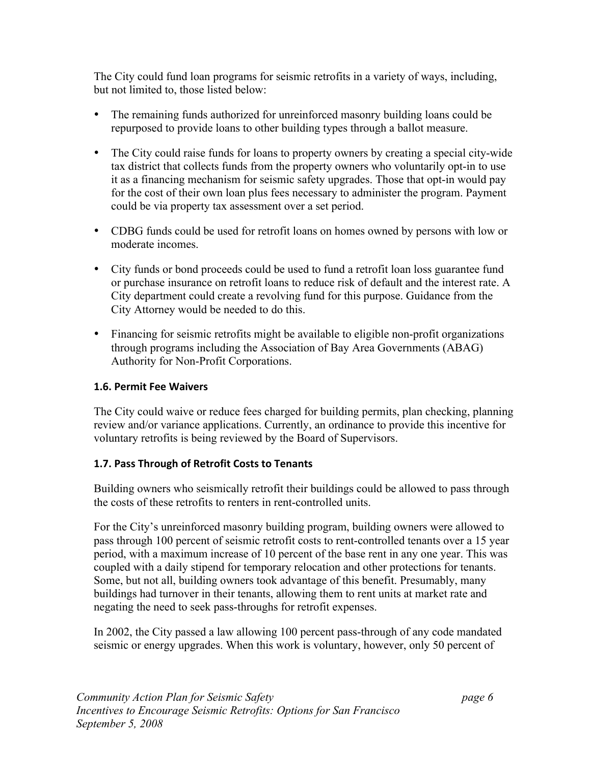The City could fund loan programs for seismic retrofits in a variety of ways, including, but not limited to, those listed below:

- The remaining funds authorized for unreinforced masonry building loans could be repurposed to provide loans to other building types through a ballot measure.
- The City could raise funds for loans to property owners by creating a special city-wide tax district that collects funds from the property owners who voluntarily opt-in to use it as a financing mechanism for seismic safety upgrades. Those that opt-in would pay for the cost of their own loan plus fees necessary to administer the program. Payment could be via property tax assessment over a set period.
- CDBG funds could be used for retrofit loans on homes owned by persons with low or moderate incomes.
- City funds or bond proceeds could be used to fund a retrofit loan loss guarantee fund or purchase insurance on retrofit loans to reduce risk of default and the interest rate. A City department could create a revolving fund for this purpose. Guidance from the City Attorney would be needed to do this.
- Financing for seismic retrofits might be available to eligible non-profit organizations through programs including the Association of Bay Area Governments (ABAG) Authority for Non-Profit Corporations.

### 1.6. Permit Fee Waivers

The City could waive or reduce fees charged for building permits, plan checking, planning review and/or variance applications. Currently, an ordinance to provide this incentive for voluntary retrofits is being reviewed by the Board of Supervisors.

### 1.7. Pass Through of Retrofit Costs to Tenants

Building owners who seismically retrofit their buildings could be allowed to pass through the costs of these retrofits to renters in rent-controlled units.

For the City's unreinforced masonry building program, building owners were allowed to pass through 100 percent of seismic retrofit costs to rent-controlled tenants over a 15 year period, with a maximum increase of 10 percent of the base rent in any one year. This was coupled with a daily stipend for temporary relocation and other protections for tenants. Some, but not all, building owners took advantage of this benefit. Presumably, many buildings had turnover in their tenants, allowing them to rent units at market rate and negating the need to seek pass-throughs for retrofit expenses.

In 2002, the City passed a law allowing 100 percent pass-through of any code mandated seismic or energy upgrades. When this work is voluntary, however, only 50 percent of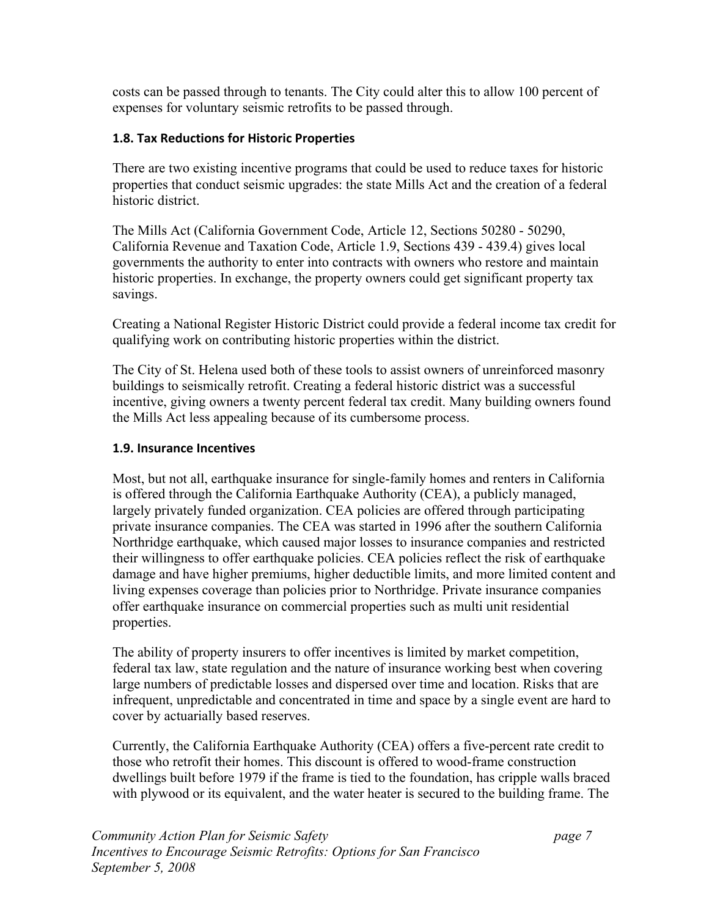costs can be passed through to tenants. The City could alter this to allow 100 percent of expenses for voluntary seismic retrofits to be passed through.

### 1.8. Tax Reductions for Historic Properties

There are two existing incentive programs that could be used to reduce taxes for historic properties that conduct seismic upgrades: the state Mills Act and the creation of a federal historic district.

The Mills Act (California Government Code, Article 12, Sections 50280 - 50290, California Revenue and Taxation Code, Article 1.9, Sections 439 - 439.4) gives local governments the authority to enter into contracts with owners who restore and maintain historic properties. In exchange, the property owners could get significant property tax savings.

Creating a National Register Historic District could provide a federal income tax credit for qualifying work on contributing historic properties within the district.

The City of St. Helena used both of these tools to assist owners of unreinforced masonry buildings to seismically retrofit. Creating a federal historic district was a successful incentive, giving owners a twenty percent federal tax credit. Many building owners found the Mills Act less appealing because of its cumbersome process.

### 1.9. Insurance Incentives

Most, but not all, earthquake insurance for single-family homes and renters in California is offered through the California Earthquake Authority (CEA), a publicly managed, largely privately funded organization. CEA policies are offered through participating private insurance companies. The CEA was started in 1996 after the southern California Northridge earthquake, which caused major losses to insurance companies and restricted their willingness to offer earthquake policies. CEA policies reflect the risk of earthquake damage and have higher premiums, higher deductible limits, and more limited content and living expenses coverage than policies prior to Northridge. Private insurance companies offer earthquake insurance on commercial properties such as multi unit residential properties.

The ability of property insurers to offer incentives is limited by market competition, federal tax law, state regulation and the nature of insurance working best when covering large numbers of predictable losses and dispersed over time and location. Risks that are infrequent, unpredictable and concentrated in time and space by a single event are hard to cover by actuarially based reserves.

Currently, the California Earthquake Authority (CEA) offers a five-percent rate credit to those who retrofit their homes. This discount is offered to wood-frame construction dwellings built before 1979 if the frame is tied to the foundation, has cripple walls braced with plywood or its equivalent, and the water heater is secured to the building frame. The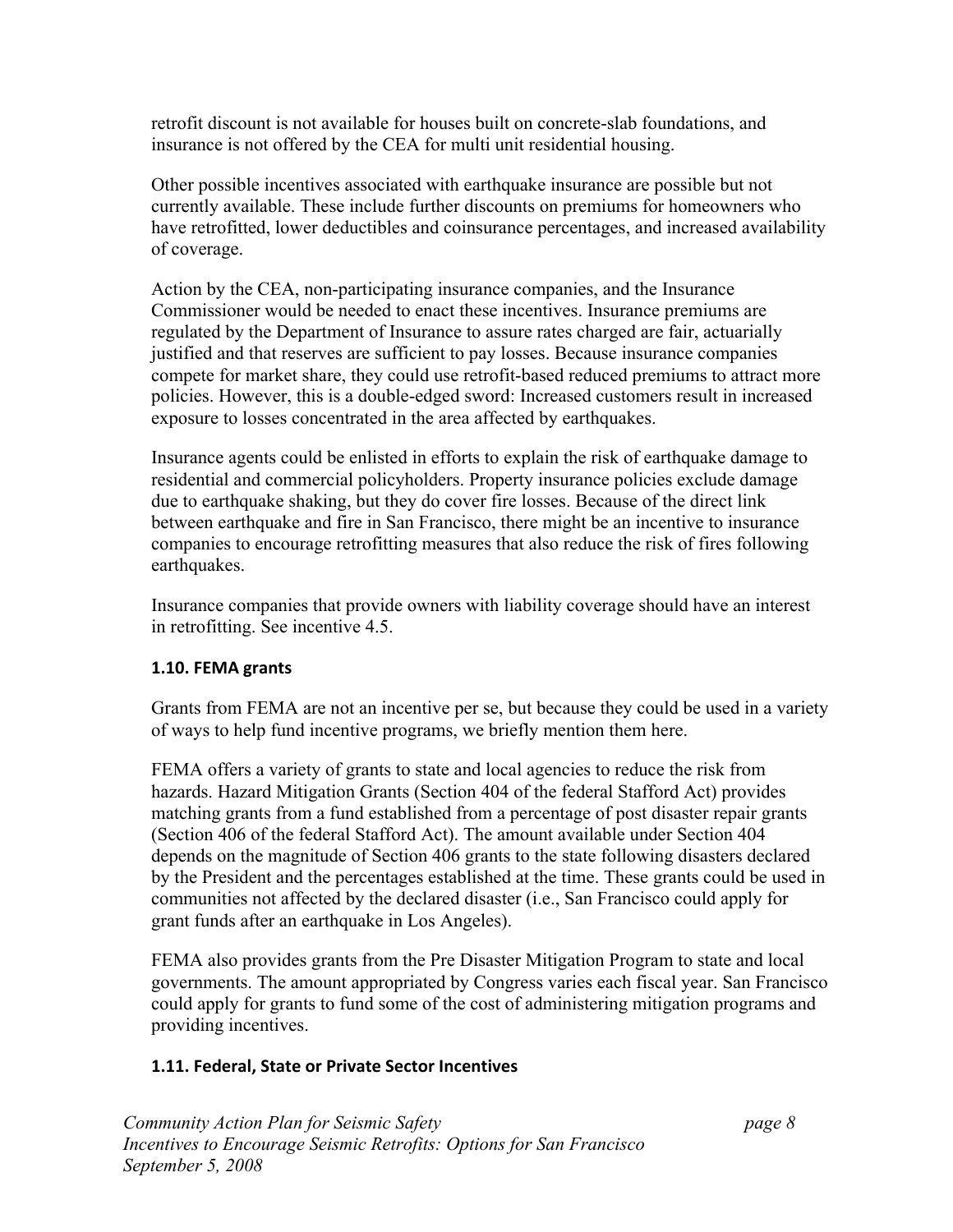retrofit discount is not available for houses built on concrete-slab foundations, and insurance is not offered by the CEA for multi unit residential housing.

Other possible incentives associated with earthquake insurance are possible but not currently available. These include further discounts on premiums for homeowners who have retrofitted, lower deductibles and coinsurance percentages, and increased availability of coverage.

Action by the CEA, non-participating insurance companies, and the Insurance Commissioner would be needed to enact these incentives. Insurance premiums are regulated by the Department of Insurance to assure rates charged are fair, actuarially justified and that reserves are sufficient to pay losses. Because insurance companies compete for market share, they could use retrofit-based reduced premiums to attract more policies. However, this is a double-edged sword: Increased customers result in increased exposure to losses concentrated in the area affected by earthquakes.

Insurance agents could be enlisted in efforts to explain the risk of earthquake damage to residential and commercial policyholders. Property insurance policies exclude damage due to earthquake shaking, but they do cover fire losses. Because of the direct link between earthquake and fire in San Francisco, there might be an incentive to insurance companies to encourage retrofitting measures that also reduce the risk of fires following earthquakes.

Insurance companies that provide owners with liability coverage should have an interest in retrofitting. See incentive 4.5.

### 1.10. FEMA grants

Grants from FEMA are not an incentive per se, but because they could be used in a variety of ways to help fund incentive programs, we briefly mention them here.

FEMA offers a variety of grants to state and local agencies to reduce the risk from hazards. Hazard Mitigation Grants (Section 404 of the federal Stafford Act) provides matching grants from a fund established from a percentage of post disaster repair grants (Section 406 of the federal Stafford Act). The amount available under Section 404 depends on the magnitude of Section 406 grants to the state following disasters declared by the President and the percentages established at the time. These grants could be used in communities not affected by the declared disaster (i.e., San Francisco could apply for grant funds after an earthquake in Los Angeles).

FEMA also provides grants from the Pre Disaster Mitigation Program to state and local governments. The amount appropriated by Congress varies each fiscal year. San Francisco could apply for grants to fund some of the cost of administering mitigation programs and providing incentives.

### 1.11. Federal, State or Private Sector Incentives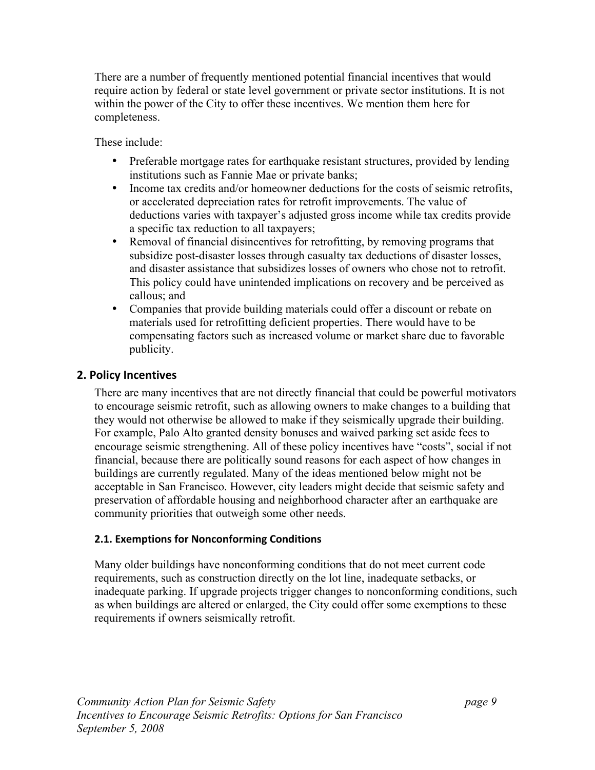There are a number of frequently mentioned potential financial incentives that would require action by federal or state level government or private sector institutions. It is not within the power of the City to offer these incentives. We mention them here for completeness.

These include:

- Preferable mortgage rates for earthquake resistant structures, provided by lending institutions such as Fannie Mae or private banks;
- Income tax credits and/or homeowner deductions for the costs of seismic retrofits, or accelerated depreciation rates for retrofit improvements. The value of deductions varies with taxpayer's adjusted gross income while tax credits provide a specific tax reduction to all taxpayers;
- Removal of financial disincentives for retrofitting, by removing programs that subsidize post-disaster losses through casualty tax deductions of disaster losses, and disaster assistance that subsidizes losses of owners who chose not to retrofit. This policy could have unintended implications on recovery and be perceived as callous; and
- Companies that provide building materials could offer a discount or rebate on materials used for retrofitting deficient properties. There would have to be compensating factors such as increased volume or market share due to favorable publicity.

## 2. Policy Incentives

There are many incentives that are not directly financial that could be powerful motivators to encourage seismic retrofit, such as allowing owners to make changes to a building that they would not otherwise be allowed to make if they seismically upgrade their building. For example, Palo Alto granted density bonuses and waived parking set aside fees to encourage seismic strengthening. All of these policy incentives have "costs", social if not financial, because there are politically sound reasons for each aspect of how changes in buildings are currently regulated. Many of the ideas mentioned below might not be acceptable in San Francisco. However, city leaders might decide that seismic safety and preservation of affordable housing and neighborhood character after an earthquake are community priorities that outweigh some other needs.

### 2.1. Exemptions for Nonconforming Conditions

Many older buildings have nonconforming conditions that do not meet current code requirements, such as construction directly on the lot line, inadequate setbacks, or inadequate parking. If upgrade projects trigger changes to nonconforming conditions, such as when buildings are altered or enlarged, the City could offer some exemptions to these requirements if owners seismically retrofit.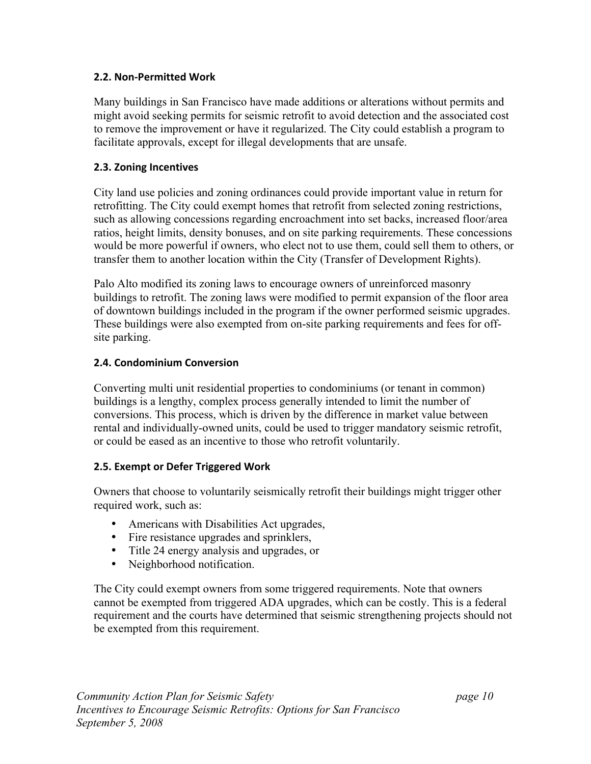### 2.2. Non-Permitted Work

Many buildings in San Francisco have made additions or alterations without permits and might avoid seeking permits for seismic retrofit to avoid detection and the associated cost to remove the improvement or have it regularized. The City could establish a program to facilitate approvals, except for illegal developments that are unsafe.

### 2.3. Zoning Incentives

City land use policies and zoning ordinances could provide important value in return for retrofitting. The City could exempt homes that retrofit from selected zoning restrictions, such as allowing concessions regarding encroachment into set backs, increased floor/area ratios, height limits, density bonuses, and on site parking requirements. These concessions would be more powerful if owners, who elect not to use them, could sell them to others, or transfer them to another location within the City (Transfer of Development Rights).

Palo Alto modified its zoning laws to encourage owners of unreinforced masonry buildings to retrofit. The zoning laws were modified to permit expansion of the floor area of downtown buildings included in the program if the owner performed seismic upgrades. These buildings were also exempted from on-site parking requirements and fees for off-site parking.

### 2.4. Condominium Conversion

Converting multi unit residential properties to condominiums (or tenant in common) buildings is a lengthy, complex process generally intended to limit the number of conversions. This process, which is driven by the difference in market value between rental and individually-owned units, could be used to trigger mandatory seismic retrofit, or could be eased as an incentive to those who retrofit voluntarily.

### 2.5. Exempt or Defer Triggered Work

Owners that choose to voluntarily seismically retrofit their buildings might trigger other required work, such as:

- Americans with Disabilities Act upgrades,
- Fire resistance upgrades and sprinklers,
- Title 24 energy analysis and upgrades, or
- Neighborhood notification.

The City could exempt owners from some triggered requirements. Note that owners cannot be exempted from triggered ADA upgrades, which can be costly. This is a federal requirement and the courts have determined that seismic strengthening projects should not be exempted from this requirement.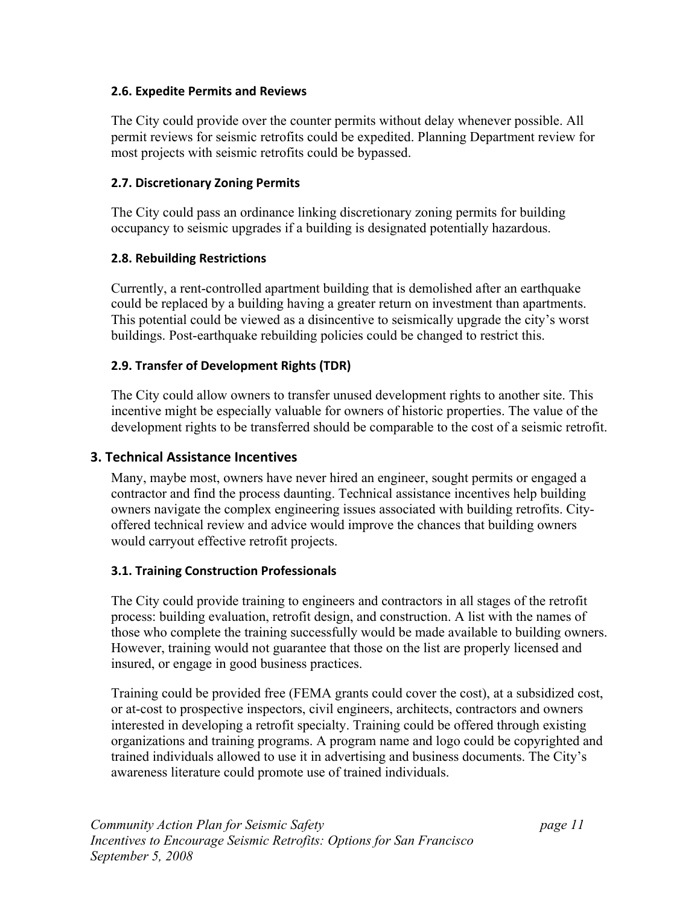### 2.6. Expedite Permits and Reviews

The City could provide over the counter permits without delay whenever possible. All permit reviews for seismic retrofits could be expedited. Planning Department review for most projects with seismic retrofits could be bypassed.

### 2.7. Discretionary Zoning Permits

The City could pass an ordinance linking discretionary zoning permits for building occupancy to seismic upgrades if a building is designated potentially hazardous.

### 2.8. Rebuilding Restrictions

Currently, a rent-controlled apartment building that is demolished after an earthquake could be replaced by a building having a greater return on investment than apartments. This potential could be viewed as a disincentive to seismically upgrade the city's worst buildings. Post-earthquake rebuilding policies could be changed to restrict this.

### 2.9. Transfer of Development Rights (TDR)

The City could allow owners to transfer unused development rights to another site. This incentive might be especially valuable for owners of historic properties. The value of the development rights to be transferred should be comparable to the cost of a seismic retrofit.

## 3. Technical Assistance Incentives

Many, maybe most, owners have never hired an engineer, sought permits or engaged a contractor and find the process daunting. Technical assistance incentives help building owners navigate the complex engineering issues associated with building retrofits. City-offered technical review and advice would improve the chances that building owners would carryout effective retrofit projects.

### 3.1. Training Construction Professionals

The City could provide training to engineers and contractors in all stages of the retrofit process: building evaluation, retrofit design, and construction. A list with the names of those who complete the training successfully would be made available to building owners. However, training would not guarantee that those on the list are properly licensed and insured, or engage in good business practices.

Training could be provided free (FEMA grants could cover the cost), at a subsidized cost, or at-cost to prospective inspectors, civil engineers, architects, contractors and owners interested in developing a retrofit specialty. Training could be offered through existing organizations and training programs. A program name and logo could be copyrighted and trained individuals allowed to use it in advertising and business documents. The City's awareness literature could promote use of trained individuals.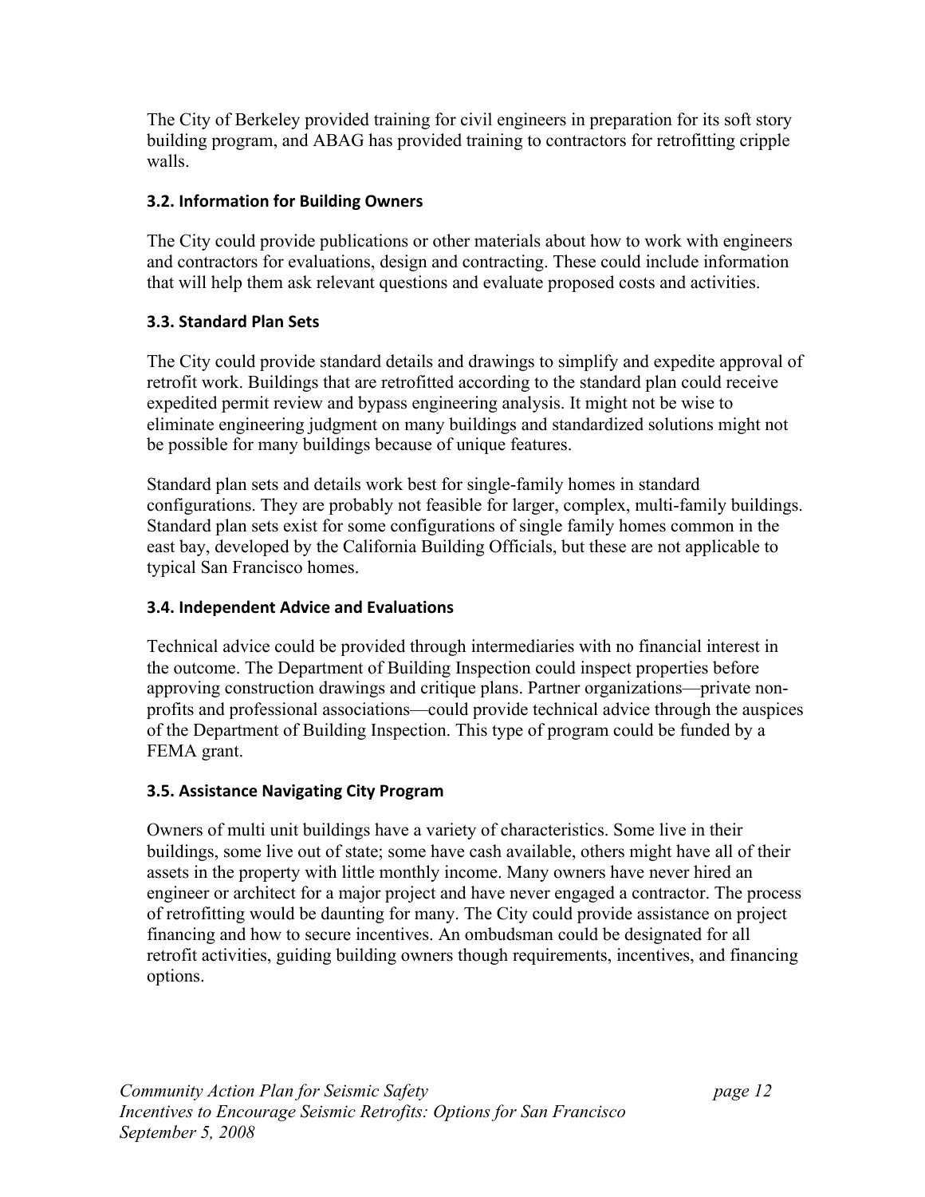The City of Berkeley provided training for civil engineers in preparation for its soft story building program, and ABAG has provided training to contractors for retrofitting cripple walls.

### 3.2. Information for Building Owners

The City could provide publications or other materials about how to work with engineers and contractors for evaluations, design and contracting. These could include information that will help them ask relevant questions and evaluate proposed costs and activities.

### 3.3. Standard Plan Sets

The City could provide standard details and drawings to simplify and expedite approval of retrofit work. Buildings that are retrofitted according to the standard plan could receive expedited permit review and bypass engineering analysis. It might not be wise to eliminate engineering judgment on many buildings and standardized solutions might not be possible for many buildings because of unique features.

Standard plan sets and details work best for single-family homes in standard configurations. They are probably not feasible for larger, complex, multi-family buildings. Standard plan sets exist for some configurations of single family homes common in the east bay, developed by the California Building Officials, but these are not applicable to typical San Francisco homes.

### 3.4. Independent Advice and Evaluations

Technical advice could be provided through intermediaries with no financial interest in the outcome. The Department of Building Inspection could inspect properties before approving construction drawings and critique plans. Partner organizations—private non-profits and professional associations—could provide technical advice through the auspices of the Department of Building Inspection. This type of program could be funded by a FEMA grant.

### 3.5. Assistance Navigating City Program

Owners of multi unit buildings have a variety of characteristics. Some live in their buildings, some live out of state; some have cash available, others might have all of their assets in the property with little monthly income. Many owners have never hired an engineer or architect for a major project and have never engaged a contractor. The process of retrofitting would be daunting for many. The City could provide assistance on project financing and how to secure incentives. An ombudsman could be designated for all retrofit activities, guiding building owners though requirements, incentives, and financing options.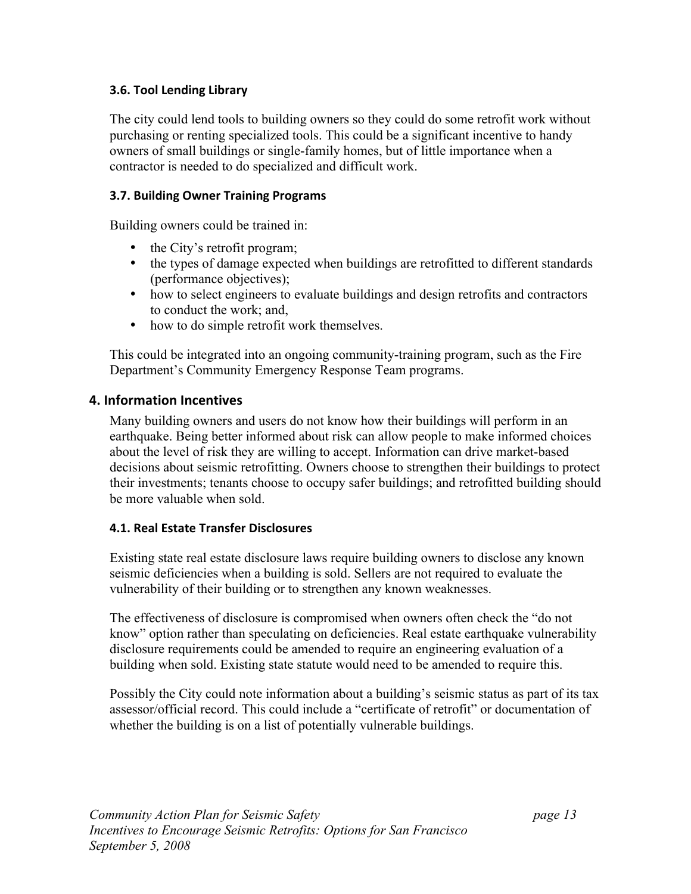### 3.6. Tool Lending Library

The city could lend tools to building owners so they could do some retrofit work without purchasing or renting specialized tools. This could be a significant incentive to handy owners of small buildings or single-family homes, but of little importance when a contractor is needed to do specialized and difficult work.

### 3.7. Building Owner Training Programs

Building owners could be trained in:

- the City's retrofit program;
- the types of damage expected when buildings are retrofitted to different standards (performance objectives);
- how to select engineers to evaluate buildings and design retrofits and contractors to conduct the work; and,
- how to do simple retrofit work themselves.

This could be integrated into an ongoing community-training program, such as the Fire Department's Community Emergency Response Team programs.

## 4. Information Incentives

Many building owners and users do not know how their buildings will perform in an earthquake. Being better informed about risk can allow people to make informed choices about the level of risk they are willing to accept. Information can drive market-based decisions about seismic retrofitting. Owners choose to strengthen their buildings to protect their investments; tenants choose to occupy safer buildings; and retrofitted building should be more valuable when sold.

### 4.1. Real Estate Transfer Disclosures

Existing state real estate disclosure laws require building owners to disclose any known seismic deficiencies when a building is sold. Sellers are not required to evaluate the vulnerability of their building or to strengthen any known weaknesses.

The effectiveness of disclosure is compromised when owners often check the "do not know" option rather than speculating on deficiencies. Real estate earthquake vulnerability disclosure requirements could be amended to require an engineering evaluation of a building when sold. Existing state statute would need to be amended to require this.

Possibly the City could note information about a building's seismic status as part of its tax assessor/official record. This could include a "certificate of retrofit" or documentation of whether the building is on a list of potentially vulnerable buildings.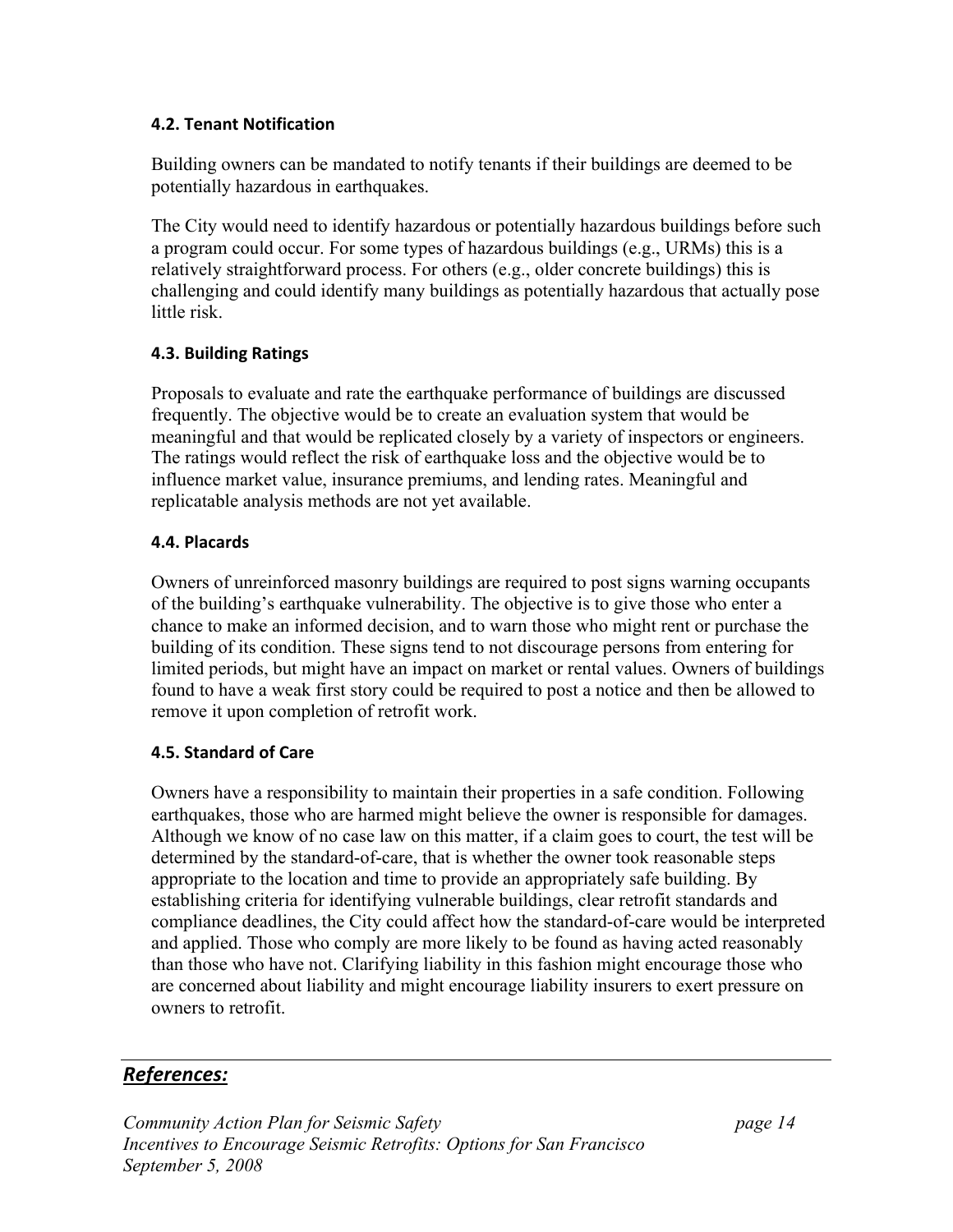### 4.2. Tenant Notification

Building owners can be mandated to notify tenants if their buildings are deemed to be potentially hazardous in earthquakes.

The City would need to identify hazardous or potentially hazardous buildings before such a program could occur. For some types of hazardous buildings (e.g., URMs) this is a relatively straightforward process. For others (e.g., older concrete buildings) this is challenging and could identify many buildings as potentially hazardous that actually pose little risk.

### 4.3. Building Ratings

Proposals to evaluate and rate the earthquake performance of buildings are discussed frequently. The objective would be to create an evaluation system that would be meaningful and that would be replicated closely by a variety of inspectors or engineers. The ratings would reflect the risk of earthquake loss and the objective would be to influence market value, insurance premiums, and lending rates. Meaningful and replicatable analysis methods are not yet available.

### 4.4. Placards

Owners of unreinforced masonry buildings are required to post signs warning occupants of the building's earthquake vulnerability. The objective is to give those who enter a chance to make an informed decision, and to warn those who might rent or purchase the building of its condition. These signs tend to not discourage persons from entering for limited periods, but might have an impact on market or rental values. Owners of buildings found to have a weak first story could be required to post a notice and then be allowed to remove it upon completion of retrofit work.

### 4.5. Standard of Care

Owners have a responsibility to maintain their properties in a safe condition. Following earthquakes, those who are harmed might believe the owner is responsible for damages. Although we know of no case law on this matter, if a claim goes to court, the test will be determined by the standard-of-care, that is whether the owner took reasonable steps appropriate to the location and time to provide an appropriately safe building. By establishing criteria for identifying vulnerable buildings, clear retrofit standards and compliance deadlines, the City could affect how the standard-of-care would be interpreted and applied. Those who comply are more likely to be found as having acted reasonably than those who have not. Clarifying liability in this fashion might encourage those who are concerned about liability and might encourage liability insurers to exert pressure on owners to retrofit.

---

***References:***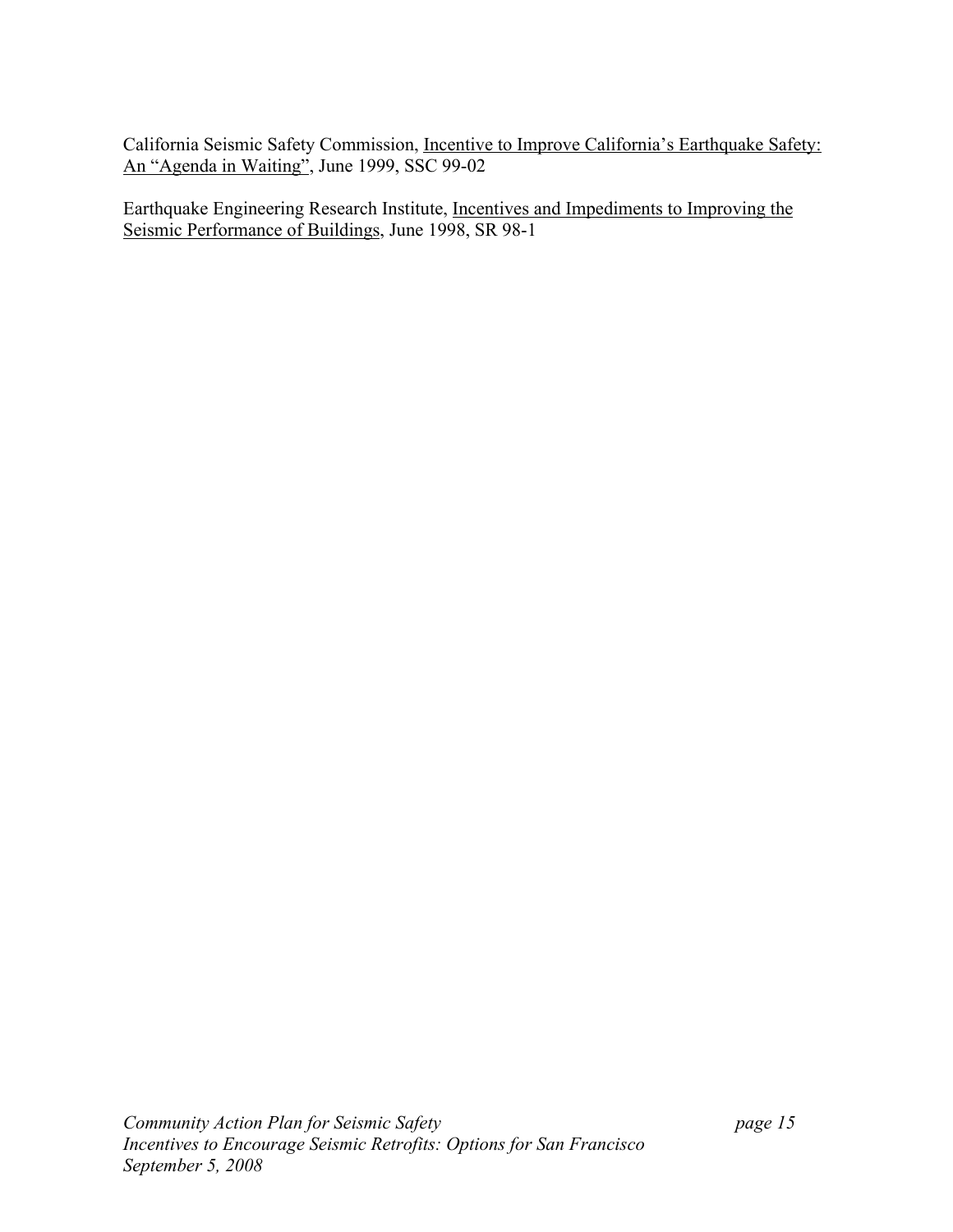California Seismic Safety Commission, Incentive to Improve California's Earthquake Safety: An "Agenda in Waiting", June 1999, SSC 99-02

Earthquake Engineering Research Institute, Incentives and Impediments to Improving the Seismic Performance of Buildings, June 1998, SR 98-1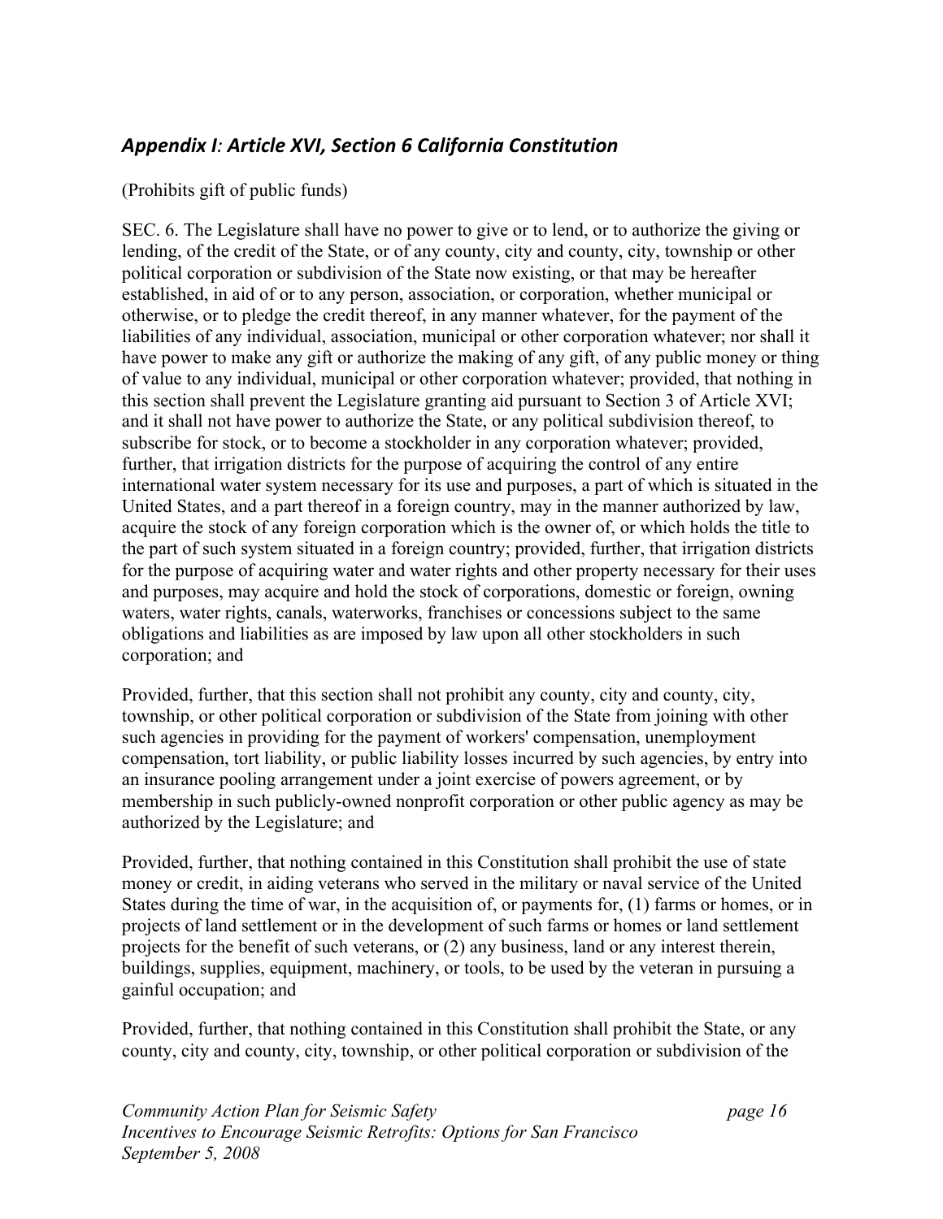## *Appendix I: Article XVI, Section 6 California Constitution*

(Prohibits gift of public funds)

SEC. 6. The Legislature shall have no power to give or to lend, or to authorize the giving or lending, of the credit of the State, or of any county, city and county, city, township or other political corporation or subdivision of the State now existing, or that may be hereafter established, in aid of or to any person, association, or corporation, whether municipal or otherwise, or to pledge the credit thereof, in any manner whatever, for the payment of the liabilities of any individual, association, municipal or other corporation whatever; nor shall it have power to make any gift or authorize the making of any gift, of any public money or thing of value to any individual, municipal or other corporation whatever; provided, that nothing in this section shall prevent the Legislature granting aid pursuant to Section 3 of Article XVI; and it shall not have power to authorize the State, or any political subdivision thereof, to subscribe for stock, or to become a stockholder in any corporation whatever; provided, further, that irrigation districts for the purpose of acquiring the control of any entire international water system necessary for its use and purposes, a part of which is situated in the United States, and a part thereof in a foreign country, may in the manner authorized by law, acquire the stock of any foreign corporation which is the owner of, or which holds the title to the part of such system situated in a foreign country; provided, further, that irrigation districts for the purpose of acquiring water and water rights and other property necessary for their uses and purposes, may acquire and hold the stock of corporations, domestic or foreign, owning waters, water rights, canals, waterworks, franchises or concessions subject to the same obligations and liabilities as are imposed by law upon all other stockholders in such corporation; and

Provided, further, that this section shall not prohibit any county, city and county, city, township, or other political corporation or subdivision of the State from joining with other such agencies in providing for the payment of workers' compensation, unemployment compensation, tort liability, or public liability losses incurred by such agencies, by entry into an insurance pooling arrangement under a joint exercise of powers agreement, or by membership in such publicly-owned nonprofit corporation or other public agency as may be authorized by the Legislature; and

Provided, further, that nothing contained in this Constitution shall prohibit the use of state money or credit, in aiding veterans who served in the military or naval service of the United States during the time of war, in the acquisition of, or payments for, (1) farms or homes, or in projects of land settlement or in the development of such farms or homes or land settlement projects for the benefit of such veterans, or (2) any business, land or any interest therein, buildings, supplies, equipment, machinery, or tools, to be used by the veteran in pursuing a gainful occupation; and

Provided, further, that nothing contained in this Constitution shall prohibit the State, or any county, city and county, city, township, or other political corporation or subdivision of the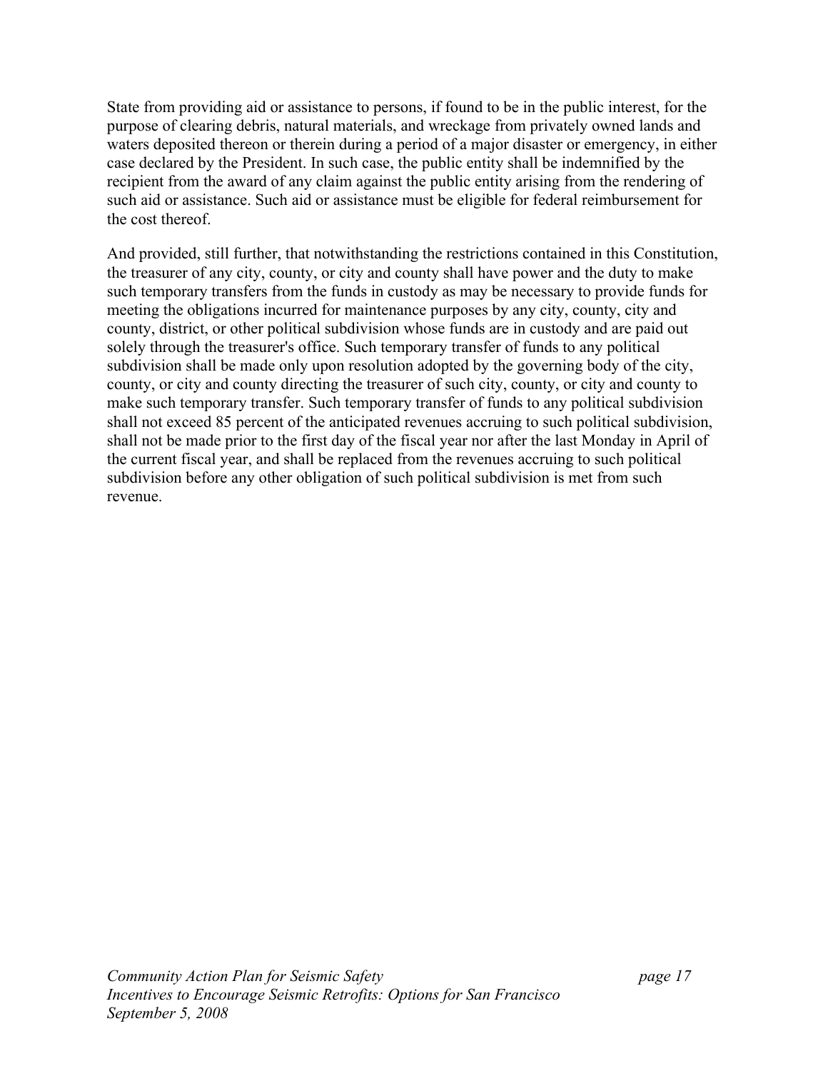State from providing aid or assistance to persons, if found to be in the public interest, for the purpose of clearing debris, natural materials, and wreckage from privately owned lands and waters deposited thereon or therein during a period of a major disaster or emergency, in either case declared by the President. In such case, the public entity shall be indemnified by the recipient from the award of any claim against the public entity arising from the rendering of such aid or assistance. Such aid or assistance must be eligible for federal reimbursement for the cost thereof.

And provided, still further, that notwithstanding the restrictions contained in this Constitution, the treasurer of any city, county, or city and county shall have power and the duty to make such temporary transfers from the funds in custody as may be necessary to provide funds for meeting the obligations incurred for maintenance purposes by any city, county, city and county, district, or other political subdivision whose funds are in custody and are paid out solely through the treasurer's office. Such temporary transfer of funds to any political subdivision shall be made only upon resolution adopted by the governing body of the city, county, or city and county directing the treasurer of such city, county, or city and county to make such temporary transfer. Such temporary transfer of funds to any political subdivision shall not exceed 85 percent of the anticipated revenues accruing to such political subdivision, shall not be made prior to the first day of the fiscal year nor after the last Monday in April of the current fiscal year, and shall be replaced from the revenues accruing to such political subdivision before any other obligation of such political subdivision is met from such revenue.